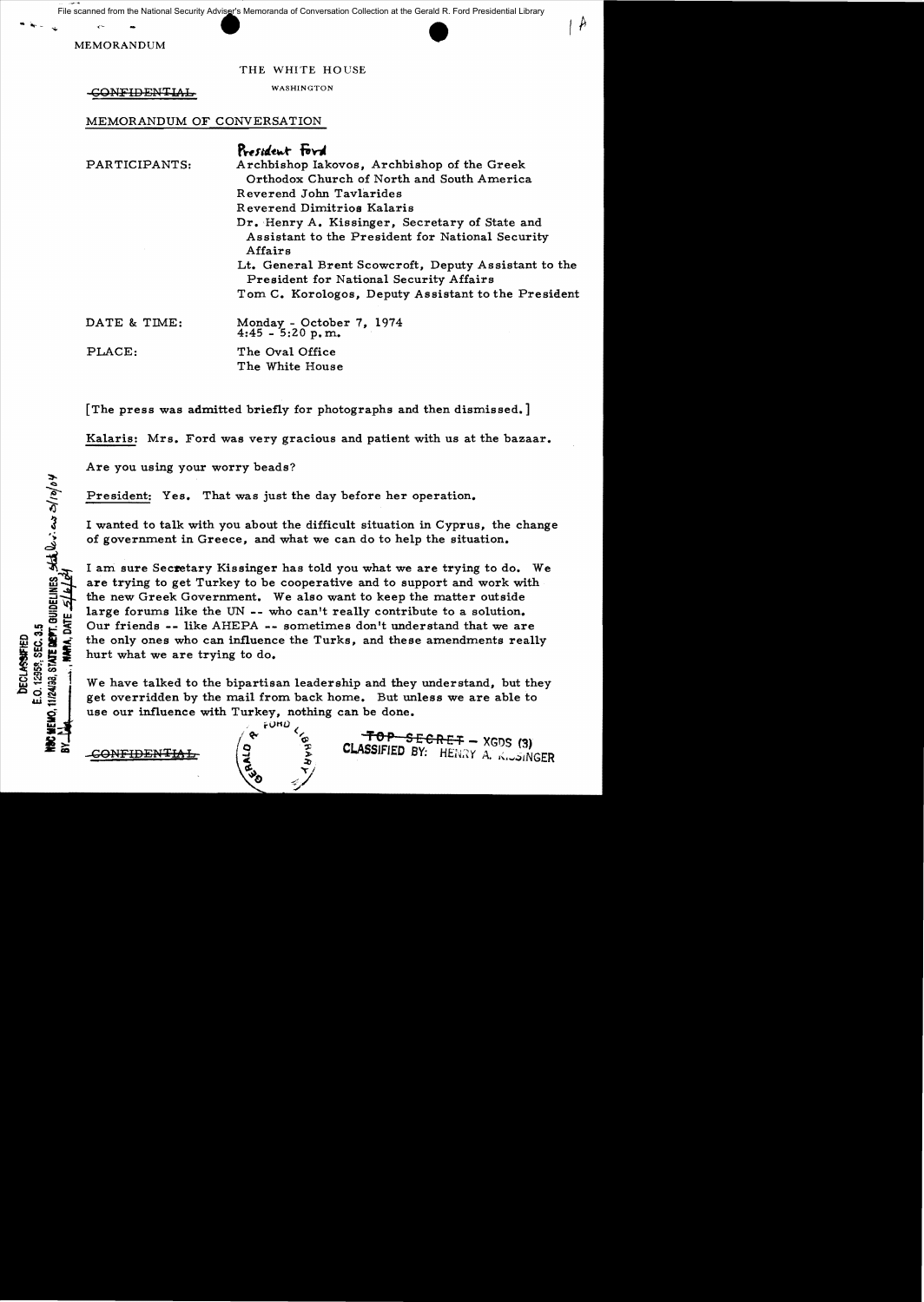MEMORANDUM

THE WHITE HOUSE

~~CONFIDENTIAL~~ WASHINGTON

MEMORANDUM OF CONVERSATION

PARTICIPANTS:
President Ford
Archbishop Iakovos, Archbishop of the Greek Orthodox Church of North and South America
Reverend John Tavlarides
Reverend Dimitrios Kalaris
Dr. Henry A. Kissinger, Secretary of State and Assistant to the President for National Security Affairs
Lt. General Brent Scowcroft, Deputy Assistant to the President for National Security Affairs
Tom C. Korologos, Deputy Assistant to the President

DATE & TIME: Monday - October 7, 1974
4:45 - 5:20 p.m.

PLACE: The Oval Office
The White House

[The press was admitted briefly for photographs and then dismissed.]

Kalaris: Mrs. Ford was very gracious and patient with us at the bazaar.

Are you using your worry beads?

President: Yes. That was just the day before her operation.

I wanted to talk with you about the difficult situation in Cyprus, the change of government in Greece, and what we can do to help the situation.

I am sure Secretary Kissinger has told you what we are trying to do. We are trying to get Turkey to be cooperative and to support and work with the new Greek Government. We also want to keep the matter outside large forums like the UN -- who can't really contribute to a solution. Our friends -- like AHEPA -- sometimes don't understand that we are the only ones who can influence the Turks, and these amendments really hurt what we are trying to do.

We have talked to the bipartisan leadership and they understand, but they get overridden by the mail from back home. But unless we are able to use our influence with Turkey, nothing can be done.

~~CONFIDENTIAL~~

~~TOP SECRET~~ - XGDS (3)
CLASSIFIED BY: HENRY A. KISSINGER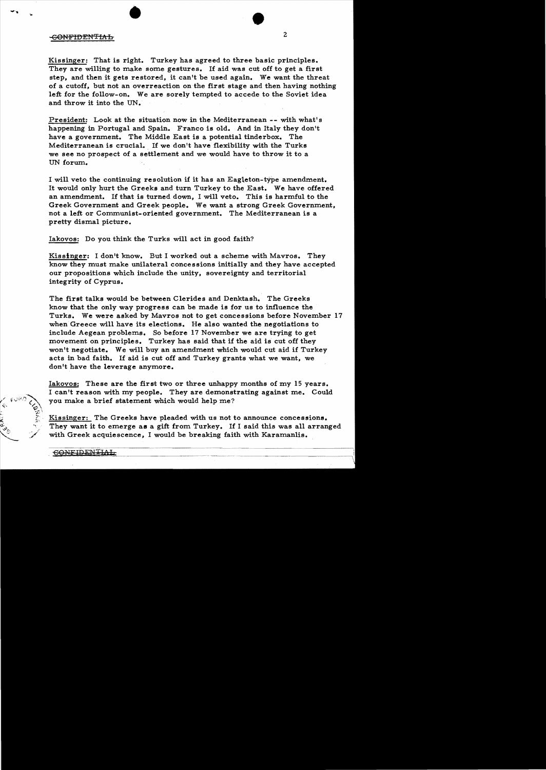CONFIDENTIAL

Kissinger: That is right. Turkey has agreed to three basic principles. They are willing to make some gestures. If aid was cut off to get a first step, and then it gets restored, it can't be used again. We want the threat of a cutoff, but not an overreaction on the first stage and then having nothing left for the follow-on. We are sorely tempted to accede to the Soviet idea and throw it into the UN.

President: Look at the situation now in the Mediterranean -- with what's happening in Portugal and Spain. Franco is old. And in Italy they don't have a government. The Middle East is a potential tinderbox. The Mediterranean is crucial. If we don't have flexibility with the Turks we see no prospect of a settlement and we would have to throw it to a UN forum.

I will veto the continuing resolution if it has an Eagleton-type amendment. It would only hurt the Greeks and turn Turkey to the East. We have offered an amendment. If that is turned down, I will veto. This is harmful to the Greek Government and Greek people. We want a strong Greek Government, not a left or Communist-oriented government. The Mediterranean is a pretty dismal picture.

Iakovos: Do you think the Turks will act in good faith?

Kissinger: I don't know. But I worked out a scheme with Mavros. They know they must make unilateral concessions initially and they have accepted our propositions which include the unity, sovereignty and territorial integrity of Cyprus.

The first talks would be between Clerides and Denktash. The Greeks know that the only way progress can be made is for us to influence the Turks. We were asked by Mavros not to get concessions before November 17 when Greece will have its elections. He also wanted the negotiations to include Aegean problems. So before 17 November we are trying to get movement on principles. Turkey has said that if the aid is cut off they won't negotiate. We will buy an amendment which would cut aid if Turkey acts in bad faith. If aid is cut off and Turkey grants what we want, we don't have the leverage anymore.

Iakovos: These are the first two or three unhappy months of my 15 years. I can't reason with my people. They are demonstrating against me. Could you make a brief statement which would help me?

Kissinger: The Greeks have pleaded with us not to announce concessions. They want it to emerge as a gift from Turkey. If I said this was all arranged with Greek acquiescence, I would be breaking faith with Karamanlis.

CONFIDENTIAL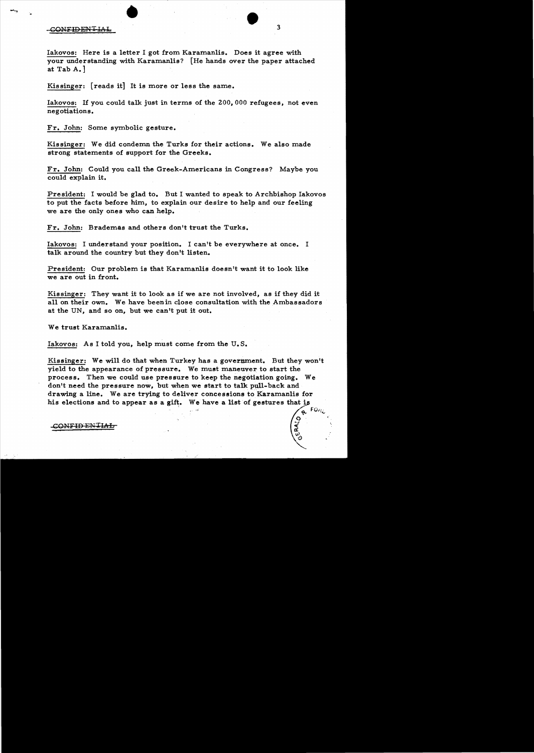Iakovos: Here is a letter I got from Karamanlis. Does it agree with your understanding with Karamanlis? [He hands over the paper attached at Tab A.]

Kissinger: [reads it] It is more or less the same.

Iakovos: If you could talk just in terms of the 200,000 refugees, not even negotiations.

Fr. John: Some symbolic gesture.

Kissinger: We did condemn the Turks for their actions. We also made strong statements of support for the Greeks.

Fr. John: Could you call the Greek-Americans in Congress? Maybe you could explain it.

President: I would be glad to. But I wanted to speak to Archbishop Iakovos to put the facts before him, to explain our desire to help and our feeling we are the only ones who can help.

Fr. John: Brademas and others don't trust the Turks.

Iakovos: I understand your position. I can't be everywhere at once. I talk around the country but they don't listen.

President: Our problem is that Karamanlis doesn't want it to look like we are out in front.

Kissinger: They want it to look as if we are not involved, as if they did it all on their own. We have been in close consultation with the Ambassadors at the UN, and so on, but we can't put it out.

We trust Karamanlis.

Iakovos: As I told you, help must come from the U.S.

Kissinger: We will do that when Turkey has a government. But they won't yield to the appearance of pressure. We must maneuver to start the process. Then we could use pressure to keep the negotiation going. We don't need the pressure now, but when we start to talk pull-back and drawing a line. We are trying to deliver concessions to Karamanlis for his elections and to appear as a gift. We have a list of gestures that is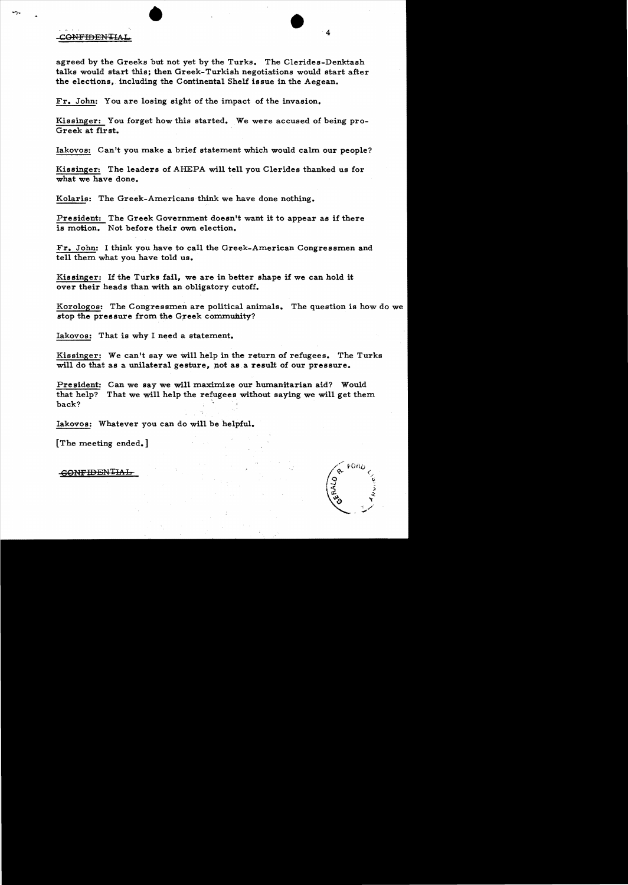CONFIDENTIAL

agreed by the Greeks but not yet by the Turks. The Clerides-Denktash talks would start this; then Greek-Turkish negotiations would start after the elections, including the Continental Shelf issue in the Aegean.

Fr. John: You are losing sight of the impact of the invasion.

Kissinger: You forget how this started. We were accused of being pro-Greek at first.

Iakovos: Can't you make a brief statement which would calm our people?

Kissinger: The leaders of AHEPA will tell you Clerides thanked us for what we have done.

Kolaris: The Greek-Americans think we have done nothing.

President: The Greek Government doesn't want it to appear as if there is motion. Not before their own election.

Fr. John: I think you have to call the Greek-American Congressmen and tell them what you have told us.

Kissinger: If the Turks fail, we are in better shape if we can hold it over their heads than with an obligatory cutoff.

Korologos: The Congressmen are political animals. The question is how do we stop the pressure from the Greek community?

Iakovos: That is why I need a statement.

Kissinger: We can't say we will help in the return of refugees. The Turks will do that as a unilateral gesture, not as a result of our pressure.

President: Can we say we will maximize our humanitarian aid? Would that help? That we will help the refugees without saying we will get them back?

Iakovos: Whatever you can do will be helpful.

[The meeting ended.]

CONFIDENTIAL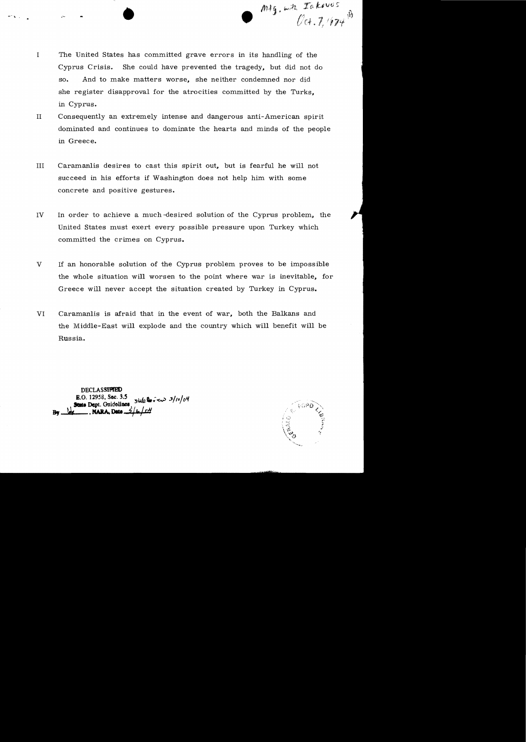Mtg. with Iakovos
Oct. 7, 1974

I The United States has committed grave errors in its handling of the Cyprus Crisis. She could have prevented the tragedy, but did not do so. And to make matters worse, she neither condemned nor did she register disapproval for the atrocities committed by the Turks, in Cyprus.

II Consequently an extremely intense and dangerous anti-American spirit dominated and continues to dominate the hearts and minds of the people in Greece.

III Caramanlis desires to cast this spirit out, but is fearful he will not succeed in his efforts if Washington does not help him with some concrete and positive gestures.

IV In order to achieve a much-desired solution of the Cyprus problem, the United States must exert every possible pressure upon Turkey which committed the crimes on Cyprus.

V If an honorable solution of the Cyprus problem proves to be impossible the whole situation will worsen to the point where war is inevitable, for Greece will never accept the situation created by Turkey in Cyprus.

VI Caramanlis is afraid that in the event of war, both the Balkans and the Middle-East will explode and the country which will benefit will be Russia.

DECLASSIFIED
E.O. 12958, Sec. 3.5
State Dept. Guidelines State Review 3/10/04
By ___, NARA, Date 5/6/04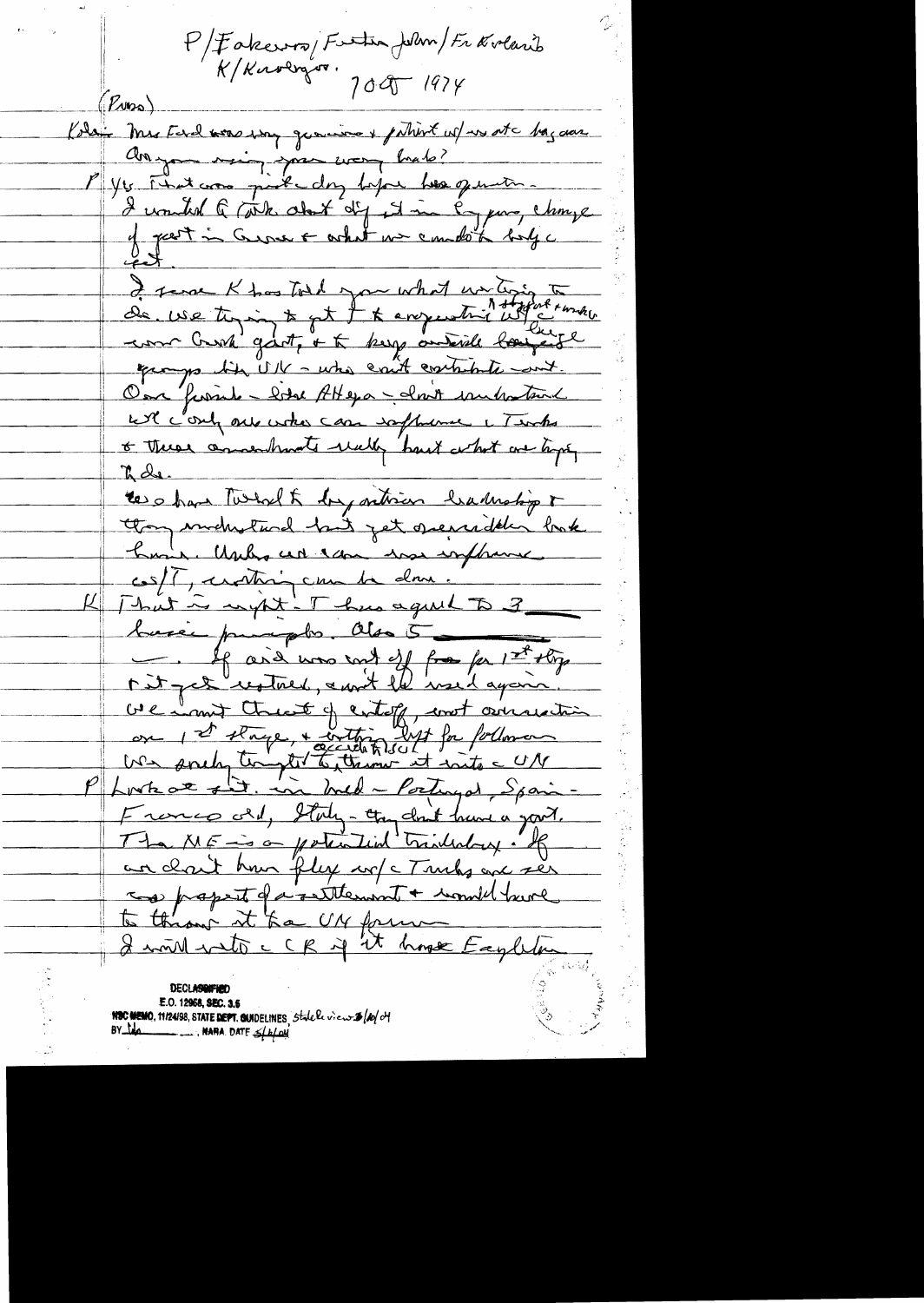P/Fakeeros/Father John/Fr Kolaris
K/Kurdogs. 7 Oct 1974

(Press)

Kolaris Mrs Ford was very genuine & patient w/ us at the bazaar. Are you missing your wing? leads?

P Yes. That was picked day before her operation.
I wanted to talk about it, It is Cyprus, change of govt in Greece & what we could to help the govt.

I sense K has told you what we trying to do. We trying to get T & cooperation w/ the new Greek govt, & to keep outside bargaining groups like UN - who can't contribute - out. Our friends - like AHepa - don't understand we're only one who can influence Turks & these amendments really hurt what we trying to do.

We have turned to Orthodox leadership & they understand but get overridden back home. Unless we can use influence w/T, nothing can be done.

K That is right. T has agreed to 3 basic principles. Also 5 ———
———. If aid was cut off from for 1st step & it got restored, can't be used again. We want threat of cutoff, not consummation on 1st stage, & nothing left for followup. We are sorely tempted to throw it into UN

P Look at it. in Med - Portugal, Spain - Franco old, Italy - they don't have a govt. The ME is a potential tinderbox. If we don't have flex w/ Turks and see no prospect of a settlement & would have to throw it to UN forum

I will veto CR if it has Eagleton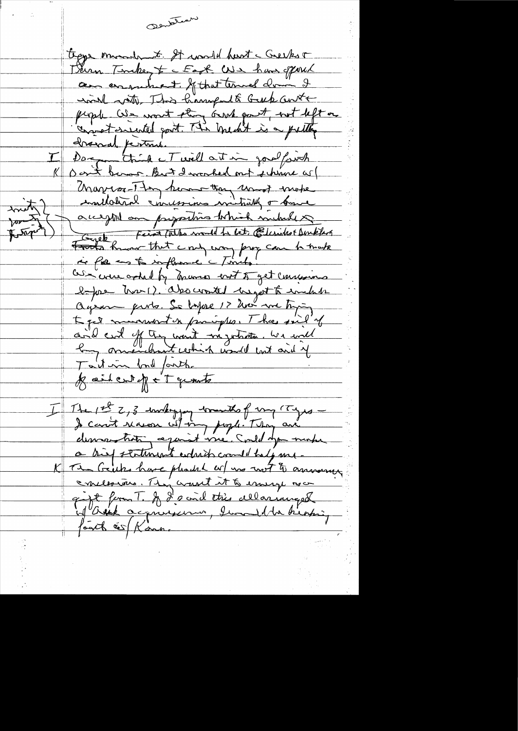Ecevit[?]

type amendment. It would hurt the Greeks & then Turkey & the East. We have opposed an amendment. If that turned down I will veto. This happened to Greek-Amer people. We want strong Greek govt, not left or Communist-oriented govt. The Ecevit is a pretty drawn position.

I Do you think the T will act in good faith?

K Don't know. But I worked out scheme w/ Makarios. They knew they must make unilateral concessions initially & have accepted our propositions which include [?] Greek first talks would be better. [Clerides?] & Denktash.

*[margin: initially / prompted / [?]]*

Greeks know that only way progress can be made is for us to influence the Turks.

We were asked by Karamanlis not to get concessions before Nov 17. Also wanted budget to include aggression parts. So before 17 Nov we trying to get movement on principles. T has said if aid cut off they won't negotiate. We will buy amendment which would cut aid if T not in bad faith.

If aid cut off & T grants

I The 1st 2, 3 unhappy months of my Tryo — I can't reason w/ my people. They are demonstrating against me. Could you make a brief statement which would help me.

K The Greeks have pleaded w/ us not to announce concessions. They want it to emerge as a gift from T. If I said this all arranged w/ Arab acquiescence, I would be breaking faith w/ Kara.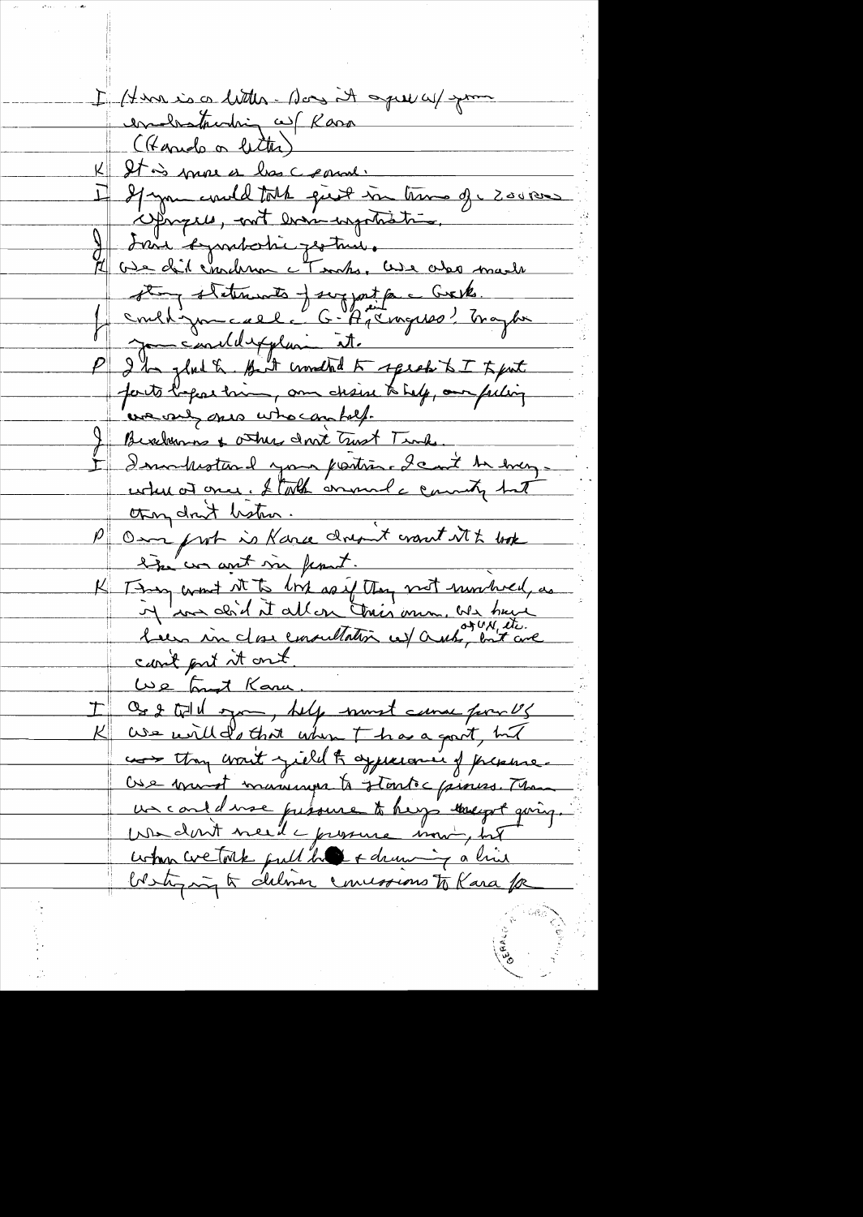I Here is a letter. Does it agree w/ your understanding w/ Kara
(Hands a letter)

K It is more or less c same.

I If you could talk just in terms of c 200 press. Congress, not even negotiations.

J Some sympathetic gestures.

K We did condemn c Turks. We also made strong statements of support for c Greeks.

J Could you call c G-A, Congress? Maybe you could explain it.

P I'd be glad to. But wanted to speak to I to put facts before him, our desire to help, our feeling we only ones who can help.

J Brademas & others don't trust Turks.

I I understand your position. I can't be everywhere at once. I talk around c country but they don't listen.

P Our prob is Kara doesn't want it to look like we are in front.

K They want it to look as if they not involved, as if we did it all on their own. We have been in close consultation w/ Arch, other UN, etc. but we can't put it out.

We trust Kara.

I As I told you, help must come from US

K We will do that when T has a govt, but as they won't yield to appearance of pressure. We must manage to start c process. Then we could use pressure to keep it going. We don't need c pressure now, but when we took full ___ & drawing a line belonging to deliver concessions to Kara for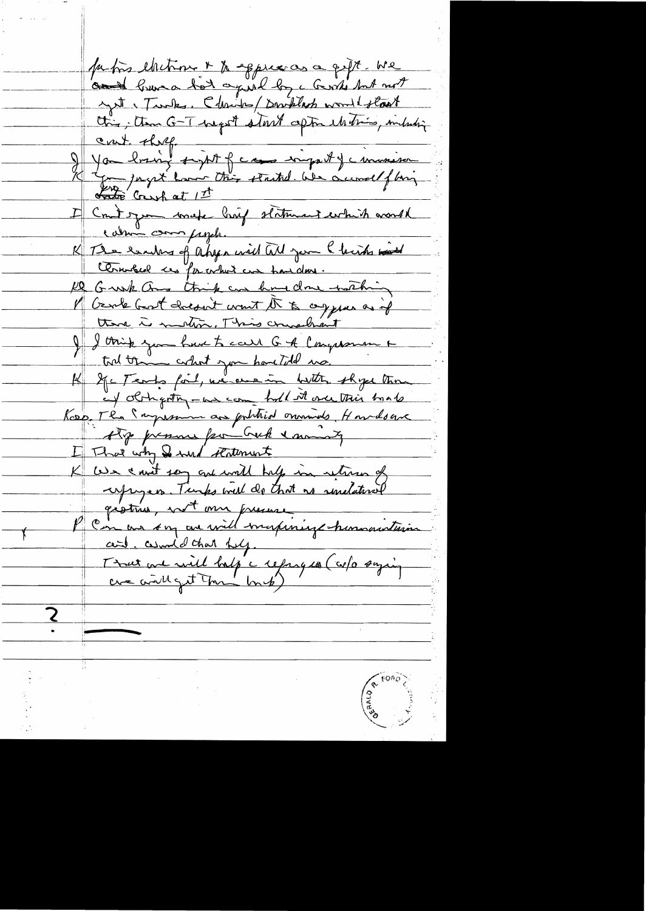for his election & to appear as a gift. We could have a lot agreed by c Greeks but not yet c Turks. Clerides/Denktash would start this, then G-T might start after elections, including cont. shelf.

I You bring right of c aid impact of c invasion

K You forget how this started. We are all flowing from Crisis at 1st

I Can't you make brief statement which would calm our people.

K The leaders of Athens will tell you c Greeks were clobbered as for what we have done.

KR Greek Ams think we have done nothing

K Greek Govt doesn't want it to appear as if there is motion. This our chat.

I I think you have to call G-A Congressmen & tell them what you have told us.

K If c Turks fail, we are in better shape than any obligation — we can hold it over their heads

Koss. The Congressmen are political animals. Hard core + pressure for Greek community

I That why I need statement

K We can't say we will help in return of refugees. Turks will do that as unilateral gesture, not our pressure

P Can we say we will expedite humanitarian aid. Would that help.

That we will help c refugees (w/o saying we will get them back)

2